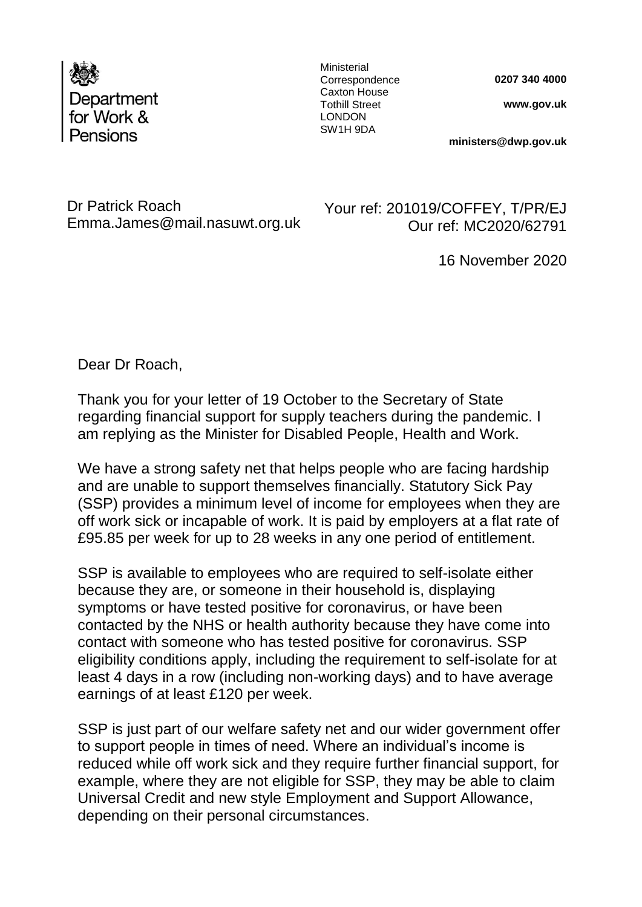Department for Work & Pensions

Ministerial Correspondence
Caxton House
Tothill Street
LONDON
SW1H 9DA

**0207 340 4000**

**www.gov.uk**

**ministers@dwp.gov.uk**

Dr Patrick Roach
Emma.James@mail.nasuwt.org.uk

Your ref: 201019/COFFEY, T/PR/EJ
Our ref: MC2020/62791

16 November 2020

Dear Dr Roach,

Thank you for your letter of 19 October to the Secretary of State regarding financial support for supply teachers during the pandemic. I am replying as the Minister for Disabled People, Health and Work.

We have a strong safety net that helps people who are facing hardship and are unable to support themselves financially. Statutory Sick Pay (SSP) provides a minimum level of income for employees when they are off work sick or incapable of work. It is paid by employers at a flat rate of £95.85 per week for up to 28 weeks in any one period of entitlement.

SSP is available to employees who are required to self-isolate either because they are, or someone in their household is, displaying symptoms or have tested positive for coronavirus, or have been contacted by the NHS or health authority because they have come into contact with someone who has tested positive for coronavirus. SSP eligibility conditions apply, including the requirement to self-isolate for at least 4 days in a row (including non-working days) and to have average earnings of at least £120 per week.

SSP is just part of our welfare safety net and our wider government offer to support people in times of need. Where an individual's income is reduced while off work sick and they require further financial support, for example, where they are not eligible for SSP, they may be able to claim Universal Credit and new style Employment and Support Allowance, depending on their personal circumstances.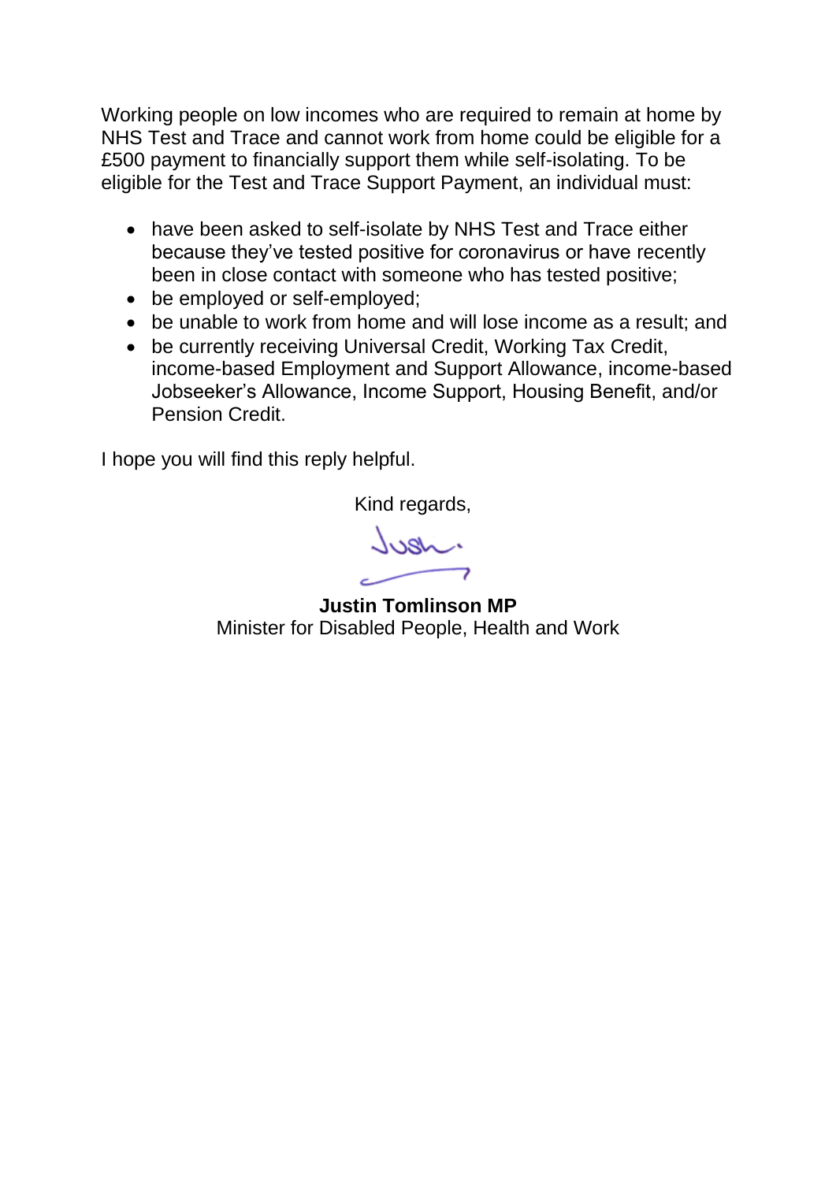Working people on low incomes who are required to remain at home by NHS Test and Trace and cannot work from home could be eligible for a £500 payment to financially support them while self-isolating. To be eligible for the Test and Trace Support Payment, an individual must:

- have been asked to self-isolate by NHS Test and Trace either because they've tested positive for coronavirus or have recently been in close contact with someone who has tested positive;
- be employed or self-employed;
- be unable to work from home and will lose income as a result; and
- be currently receiving Universal Credit, Working Tax Credit, income-based Employment and Support Allowance, income-based Jobseeker's Allowance, Income Support, Housing Benefit, and/or Pension Credit.

I hope you will find this reply helpful.

Kind regards,

Jush.

**Justin Tomlinson MP**
Minister for Disabled People, Health and Work